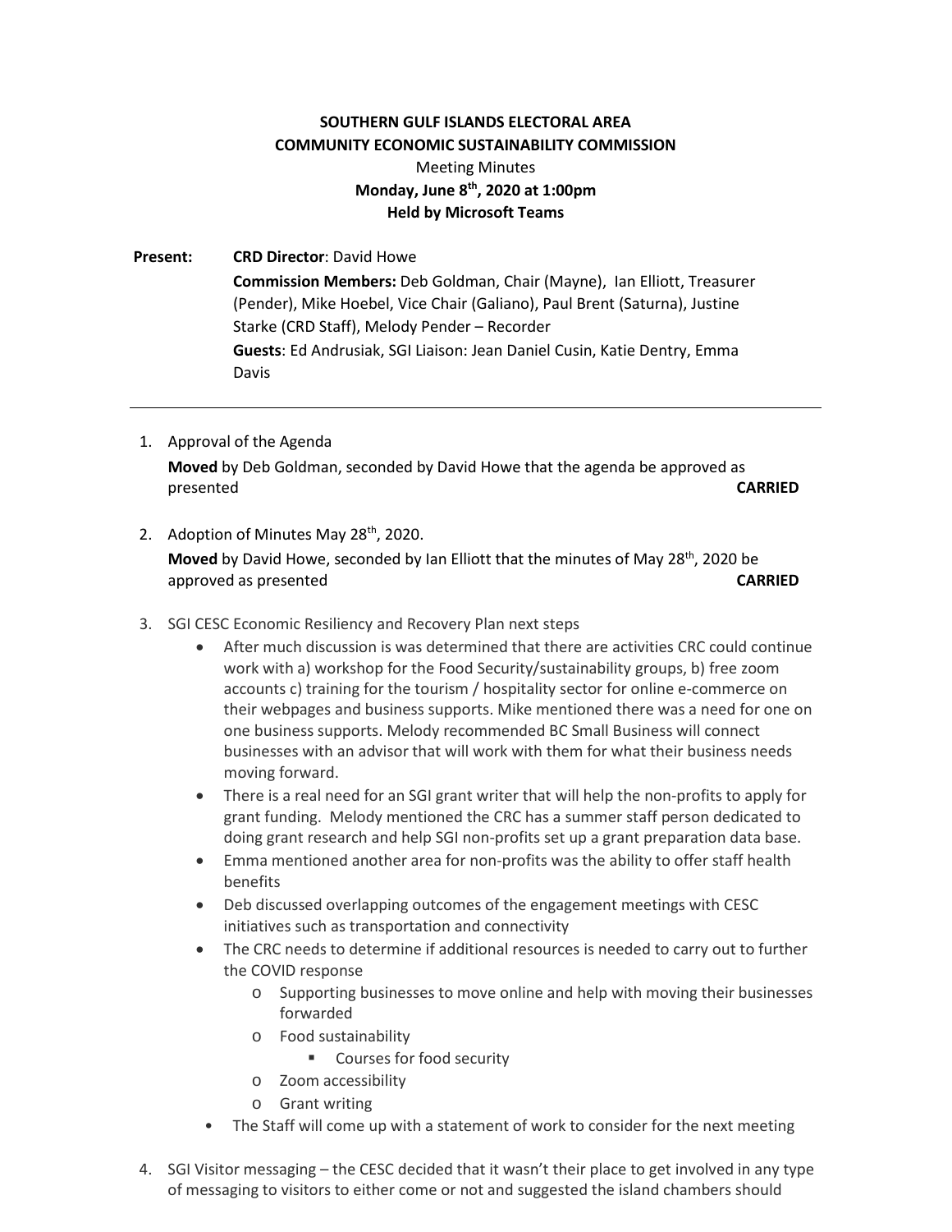**SOUTHERN GULF ISLANDS ELECTORAL AREA**
**COMMUNITY ECONOMIC SUSTAINABILITY COMMISSION**
Meeting Minutes
**Monday, June 8th, 2020 at 1:00pm**
**Held by Microsoft Teams**

**Present:** **CRD Director**: David Howe
**Commission Members:** Deb Goldman, Chair (Mayne), Ian Elliott, Treasurer (Pender), Mike Hoebel, Vice Chair (Galiano), Paul Brent (Saturna), Justine Starke (CRD Staff), Melody Pender – Recorder
**Guests**: Ed Andrusiak, SGI Liaison: Jean Daniel Cusin, Katie Dentry, Emma Davis

---

1. Approval of the Agenda
   **Moved** by Deb Goldman, seconded by David Howe that the agenda be approved as presented **CARRIED**

2. Adoption of Minutes May 28th, 2020.
   **Moved** by David Howe, seconded by Ian Elliott that the minutes of May 28th, 2020 be approved as presented **CARRIED**

3. SGI CESC Economic Resiliency and Recovery Plan next steps
   - After much discussion is was determined that there are activities CRC could continue work with a) workshop for the Food Security/sustainability groups, b) free zoom accounts c) training for the tourism / hospitality sector for online e-commerce on their webpages and business supports. Mike mentioned there was a need for one on one business supports. Melody recommended BC Small Business will connect businesses with an advisor that will work with them for what their business needs moving forward.
   - There is a real need for an SGI grant writer that will help the non-profits to apply for grant funding. Melody mentioned the CRC has a summer staff person dedicated to doing grant research and help SGI non-profits set up a grant preparation data base.
   - Emma mentioned another area for non-profits was the ability to offer staff health benefits
   - Deb discussed overlapping outcomes of the engagement meetings with CESC initiatives such as transportation and connectivity
   - The CRC needs to determine if additional resources is needed to carry out to further the COVID response
     - Supporting businesses to move online and help with moving their businesses forwarded
     - Food sustainability
       - Courses for food security
     - Zoom accessibility
     - Grant writing
   - The Staff will come up with a statement of work to consider for the next meeting

4. SGI Visitor messaging – the CESC decided that it wasn't their place to get involved in any type of messaging to visitors to either come or not and suggested the island chambers should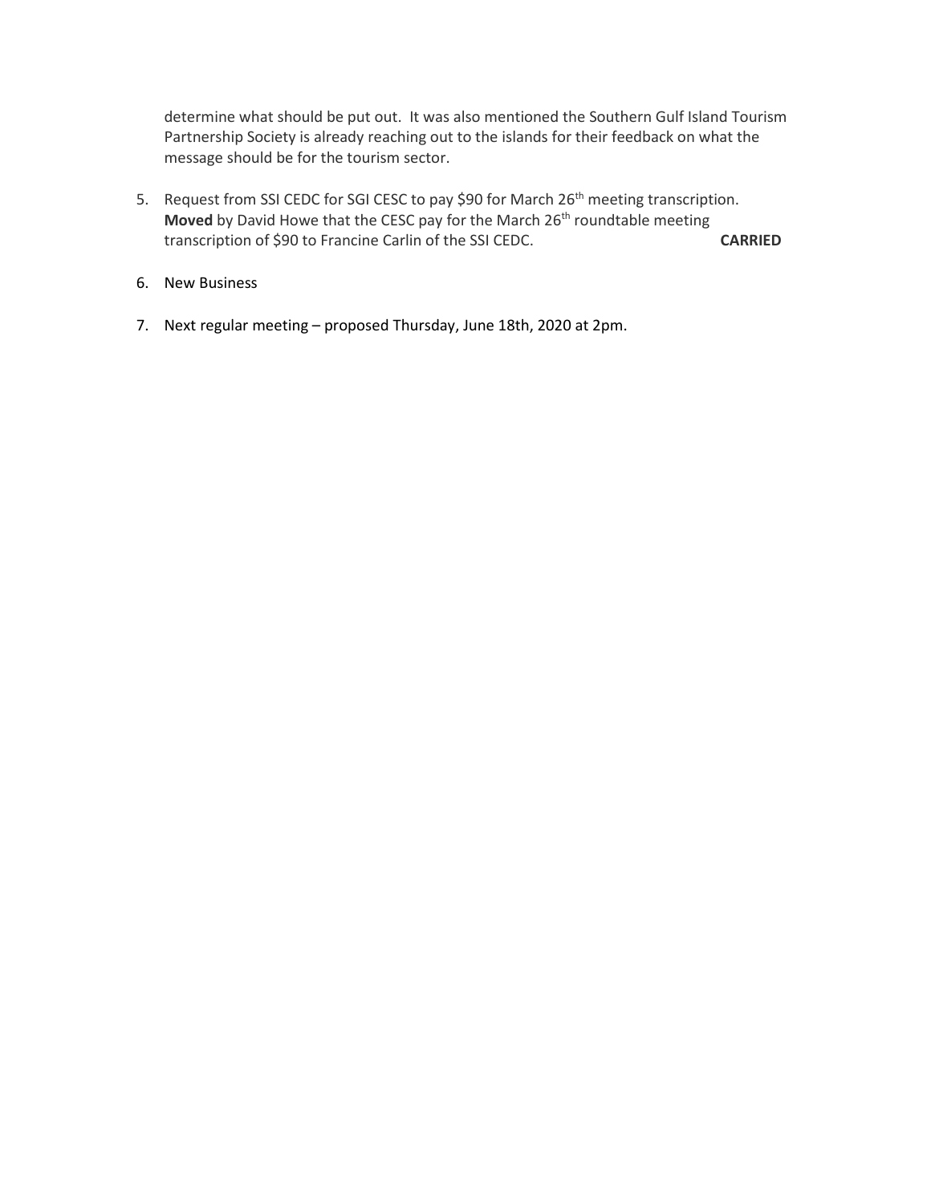determine what should be put out. It was also mentioned the Southern Gulf Island Tourism Partnership Society is already reaching out to the islands for their feedback on what the message should be for the tourism sector.

5. Request from SSI CEDC for SGI CESC to pay $90 for March 26th meeting transcription.
   **Moved** by David Howe that the CESC pay for the March 26th roundtable meeting transcription of $90 to Francine Carlin of the SSI CEDC. **CARRIED**

6. New Business

7. Next regular meeting – proposed Thursday, June 18th, 2020 at 2pm.